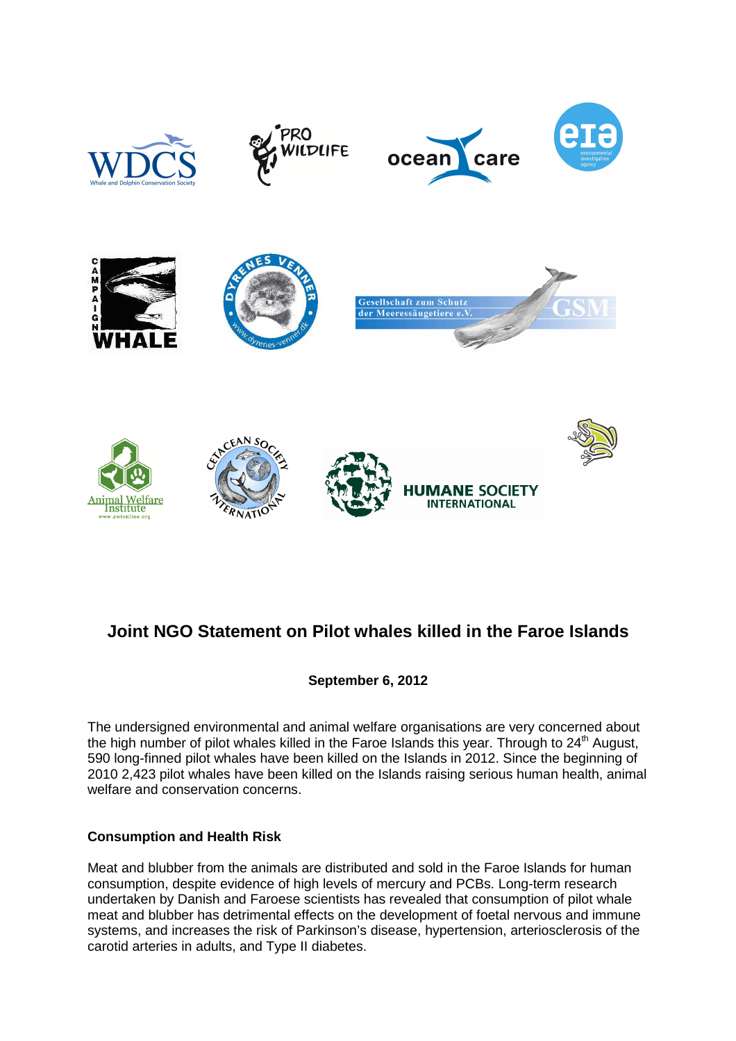# Joint NGO Statement on Pilot whales killed in the Faroe Islands

**September 6, 2012**

The undersigned environmental and animal welfare organisations are very concerned about the high number of pilot whales killed in the Faroe Islands this year. Through to 24th August, 590 long-finned pilot whales have been killed on the Islands in 2012. Since the beginning of 2010 2,423 pilot whales have been killed on the Islands raising serious human health, animal welfare and conservation concerns.

**Consumption and Health Risk**

Meat and blubber from the animals are distributed and sold in the Faroe Islands for human consumption, despite evidence of high levels of mercury and PCBs. Long-term research undertaken by Danish and Faroese scientists has revealed that consumption of pilot whale meat and blubber has detrimental effects on the development of foetal nervous and immune systems, and increases the risk of Parkinson's disease, hypertension, arteriosclerosis of the carotid arteries in adults, and Type II diabetes.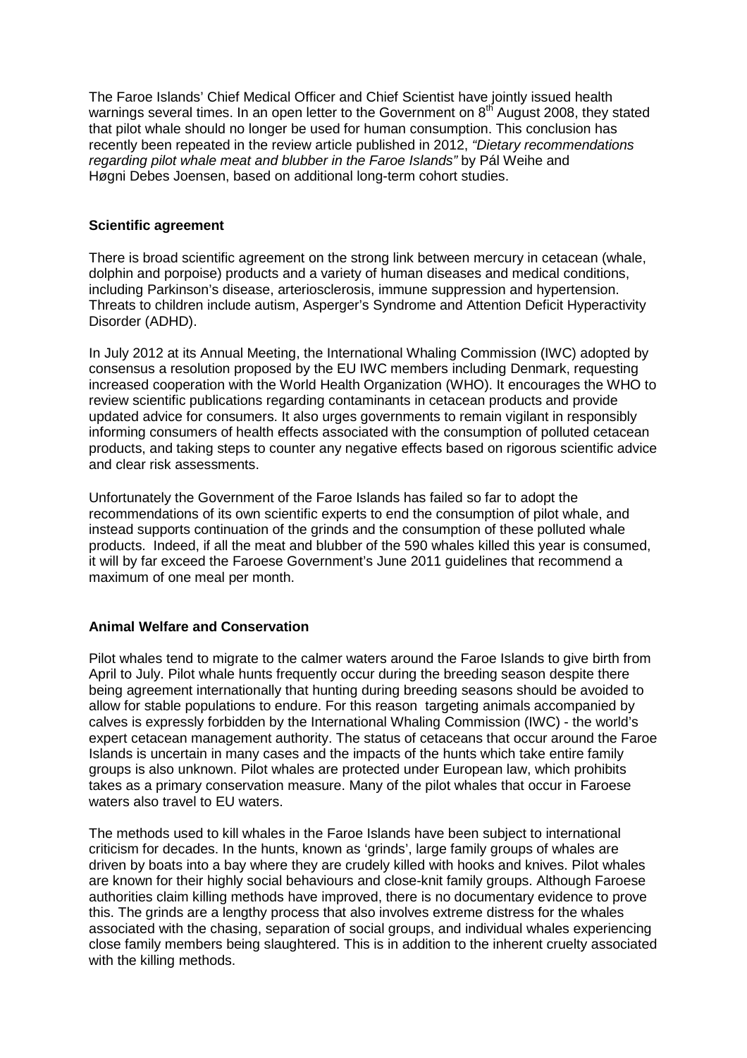The Faroe Islands' Chief Medical Officer and Chief Scientist have jointly issued health warnings several times. In an open letter to the Government on 8[th] August 2008, they stated that pilot whale should no longer be used for human consumption. This conclusion has recently been repeated in the review article published in 2012, *"Dietary recommendations regarding pilot whale meat and blubber in the Faroe Islands"* by Pál Weihe and Høgni Debes Joensen, based on additional long-term cohort studies.

**Scientific agreement**

There is broad scientific agreement on the strong link between mercury in cetacean (whale, dolphin and porpoise) products and a variety of human diseases and medical conditions, including Parkinson's disease, arteriosclerosis, immune suppression and hypertension. Threats to children include autism, Asperger's Syndrome and Attention Deficit Hyperactivity Disorder (ADHD).

In July 2012 at its Annual Meeting, the International Whaling Commission (IWC) adopted by consensus a resolution proposed by the EU IWC members including Denmark, requesting increased cooperation with the World Health Organization (WHO). It encourages the WHO to review scientific publications regarding contaminants in cetacean products and provide updated advice for consumers. It also urges governments to remain vigilant in responsibly informing consumers of health effects associated with the consumption of polluted cetacean products, and taking steps to counter any negative effects based on rigorous scientific advice and clear risk assessments.

Unfortunately the Government of the Faroe Islands has failed so far to adopt the recommendations of its own scientific experts to end the consumption of pilot whale, and instead supports continuation of the grinds and the consumption of these polluted whale products. Indeed, if all the meat and blubber of the 590 whales killed this year is consumed, it will by far exceed the Faroese Government's June 2011 guidelines that recommend a maximum of one meal per month.

**Animal Welfare and Conservation**

Pilot whales tend to migrate to the calmer waters around the Faroe Islands to give birth from April to July. Pilot whale hunts frequently occur during the breeding season despite there being agreement internationally that hunting during breeding seasons should be avoided to allow for stable populations to endure. For this reason targeting animals accompanied by calves is expressly forbidden by the International Whaling Commission (IWC) - the world's expert cetacean management authority. The status of cetaceans that occur around the Faroe Islands is uncertain in many cases and the impacts of the hunts which take entire family groups is also unknown. Pilot whales are protected under European law, which prohibits takes as a primary conservation measure. Many of the pilot whales that occur in Faroese waters also travel to EU waters.

The methods used to kill whales in the Faroe Islands have been subject to international criticism for decades. In the hunts, known as 'grinds', large family groups of whales are driven by boats into a bay where they are crudely killed with hooks and knives. Pilot whales are known for their highly social behaviours and close-knit family groups. Although Faroese authorities claim killing methods have improved, there is no documentary evidence to prove this. The grinds are a lengthy process that also involves extreme distress for the whales associated with the chasing, separation of social groups, and individual whales experiencing close family members being slaughtered. This is in addition to the inherent cruelty associated with the killing methods.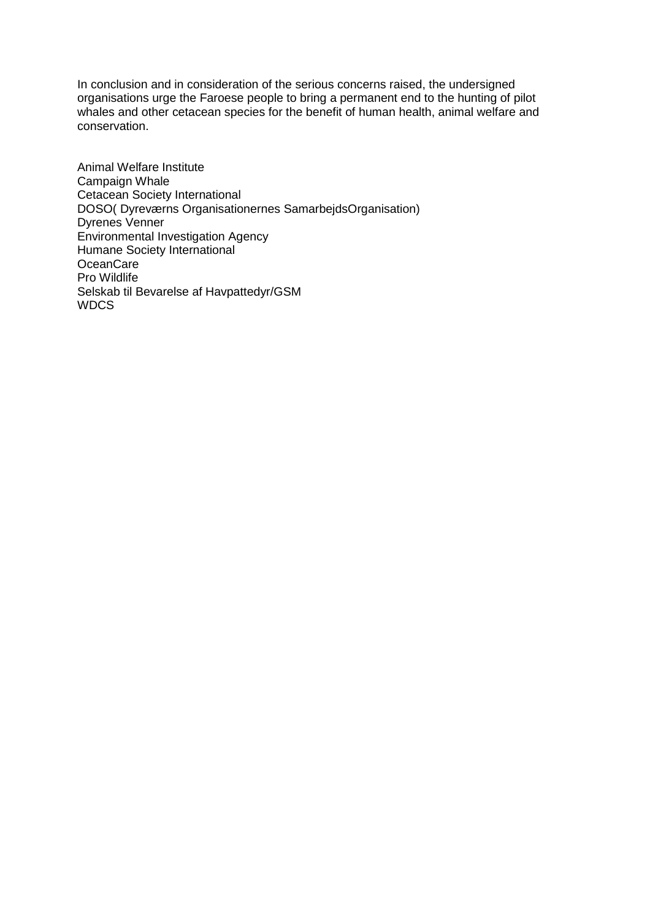In conclusion and in consideration of the serious concerns raised, the undersigned organisations urge the Faroese people to bring a permanent end to the hunting of pilot whales and other cetacean species for the benefit of human health, animal welfare and conservation.

Animal Welfare Institute  
Campaign Whale  
Cetacean Society International  
DOSO( Dyreværns Organisationernes SamarbejdsOrganisation)  
Dyrenes Venner  
Environmental Investigation Agency  
Humane Society International  
OceanCare  
Pro Wildlife  
Selskab til Bevarelse af Havpattedyr/GSM  
WDCS